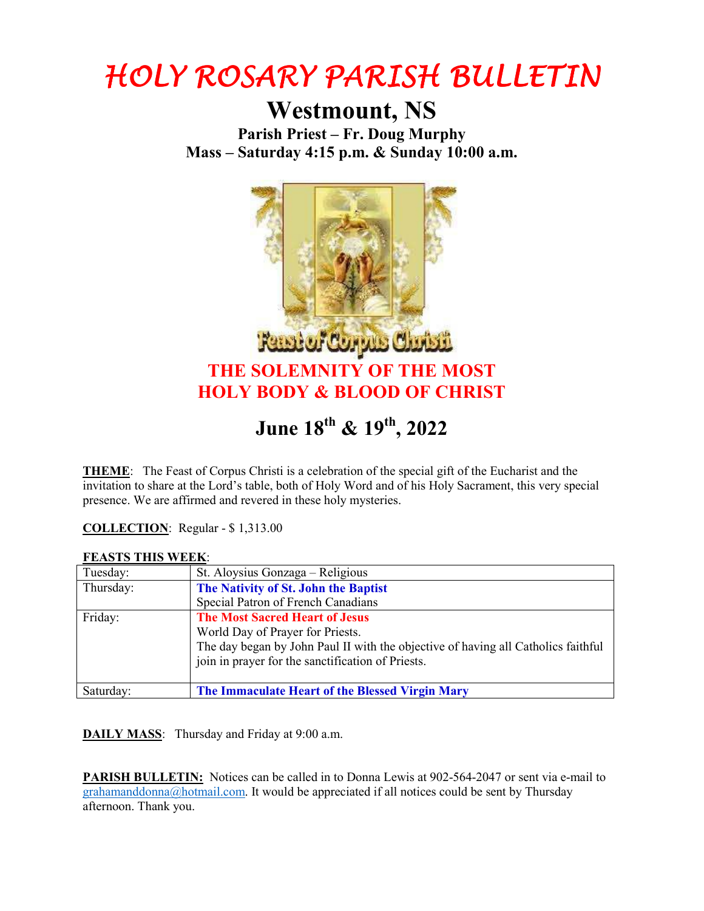# HOLY ROSARY PARISH BULLETIN

## Westmount, NS

**Parish Priest – Fr. Doug Murphy**
**Mass – Saturday 4:15 p.m. & Sunday 10:00 a.m.**

## THE SOLEMNITY OF THE MOST HOLY BODY & BLOOD OF CHRIST

## June 18th & 19th, 2022

**THEME**: The Feast of Corpus Christi is a celebration of the special gift of the Eucharist and the invitation to share at the Lord's table, both of Holy Word and of his Holy Sacrament, this very special presence. We are affirmed and revered in these holy mysteries.

**COLLECTION**: Regular - $ 1,313.00

**FEASTS THIS WEEK**:

| | |
|---|---|
| Tuesday: | St. Aloysius Gonzaga – Religious |
| Thursday: | **The Nativity of St. John the Baptist**<br>Special Patron of French Canadians |
| Friday: | **The Most Sacred Heart of Jesus**<br>World Day of Prayer for Priests.<br>The day began by John Paul II with the objective of having all Catholics faithful join in prayer for the sanctification of Priests. |
| Saturday: | **The Immaculate Heart of the Blessed Virgin Mary** |

**DAILY MASS**: Thursday and Friday at 9:00 a.m.

**PARISH BULLETIN:** Notices can be called in to Donna Lewis at 902-564-2047 or sent via e-mail to grahamanddonna@hotmail.com. It would be appreciated if all notices could be sent by Thursday afternoon. Thank you.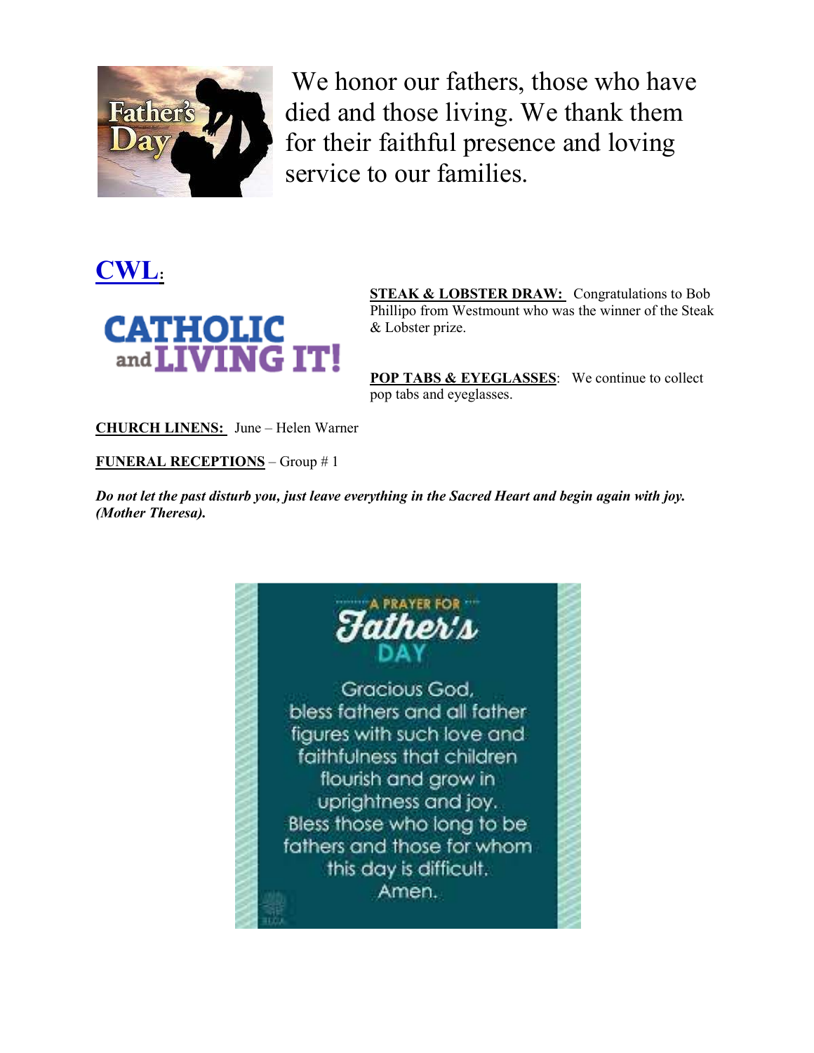We honor our fathers, those who have died and those living. We thank them for their faithful presence and loving service to our families.

## CWL:

**CATHOLIC and LIVING IT!**

**STEAK & LOBSTER DRAW:** Congratulations to Bob Phillipo from Westmount who was the winner of the Steak & Lobster prize.

**POP TABS & EYEGLASSES**: We continue to collect pop tabs and eyeglasses.

**CHURCH LINENS:** June – Helen Warner

**FUNERAL RECEPTIONS** – Group # 1

***Do not let the past disturb you, just leave everything in the Sacred Heart and begin again with joy. (Mother Theresa).***

A PRAYER FOR Father's DAY

Gracious God,
bless fathers and all father figures with such love and faithfulness that children flourish and grow in uprightness and joy.
Bless those who long to be fathers and those for whom this day is difficult.
Amen.